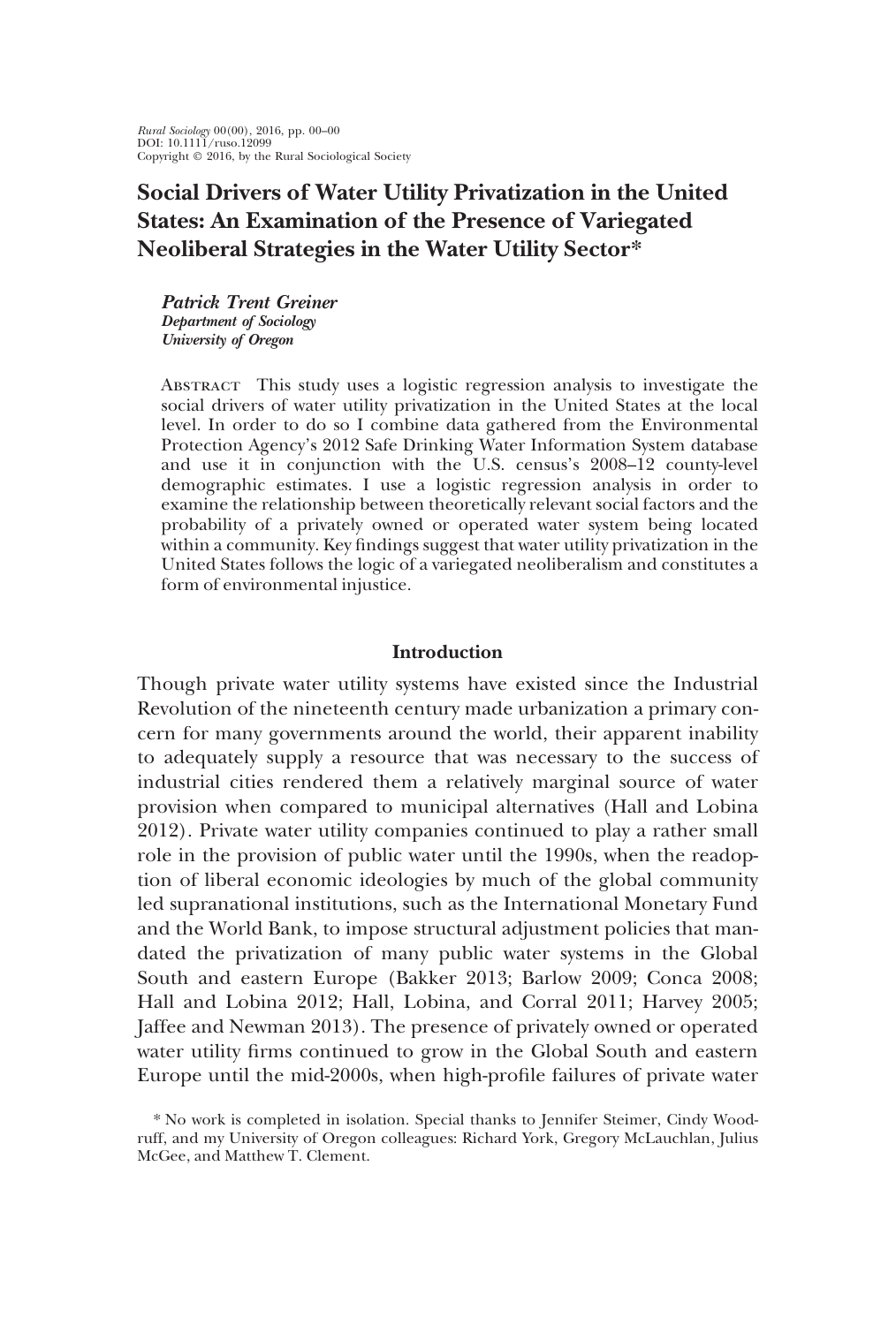# Social Drivers of Water Utility Privatization in the United States: An Examination of the Presence of Variegated Neoliberal Strategies in the Water Utility Sector*

***Patrick Trent Greiner***
***Department of Sociology***
***University of Oregon***

Abstract This study uses a logistic regression analysis to investigate the social drivers of water utility privatization in the United States at the local level. In order to do so I combine data gathered from the Environmental Protection Agency's 2012 Safe Drinking Water Information System database and use it in conjunction with the U.S. census's 2008–12 county-level demographic estimates. I use a logistic regression analysis in order to examine the relationship between theoretically relevant social factors and the probability of a privately owned or operated water system being located within a community. Key findings suggest that water utility privatization in the United States follows the logic of a variegated neoliberalism and constitutes a form of environmental injustice.

## Introduction

Though private water utility systems have existed since the Industrial Revolution of the nineteenth century made urbanization a primary concern for many governments around the world, their apparent inability to adequately supply a resource that was necessary to the success of industrial cities rendered them a relatively marginal source of water provision when compared to municipal alternatives (Hall and Lobina 2012). Private water utility companies continued to play a rather small role in the provision of public water until the 1990s, when the readoption of liberal economic ideologies by much of the global community led supranational institutions, such as the International Monetary Fund and the World Bank, to impose structural adjustment policies that mandated the privatization of many public water systems in the Global South and eastern Europe (Bakker 2013; Barlow 2009; Conca 2008; Hall and Lobina 2012; Hall, Lobina, and Corral 2011; Harvey 2005; Jaffee and Newman 2013). The presence of privately owned or operated water utility firms continued to grow in the Global South and eastern Europe until the mid-2000s, when high-profile failures of private water

* No work is completed in isolation. Special thanks to Jennifer Steimer, Cindy Woodruff, and my University of Oregon colleagues: Richard York, Gregory McLauchlan, Julius McGee, and Matthew T. Clement.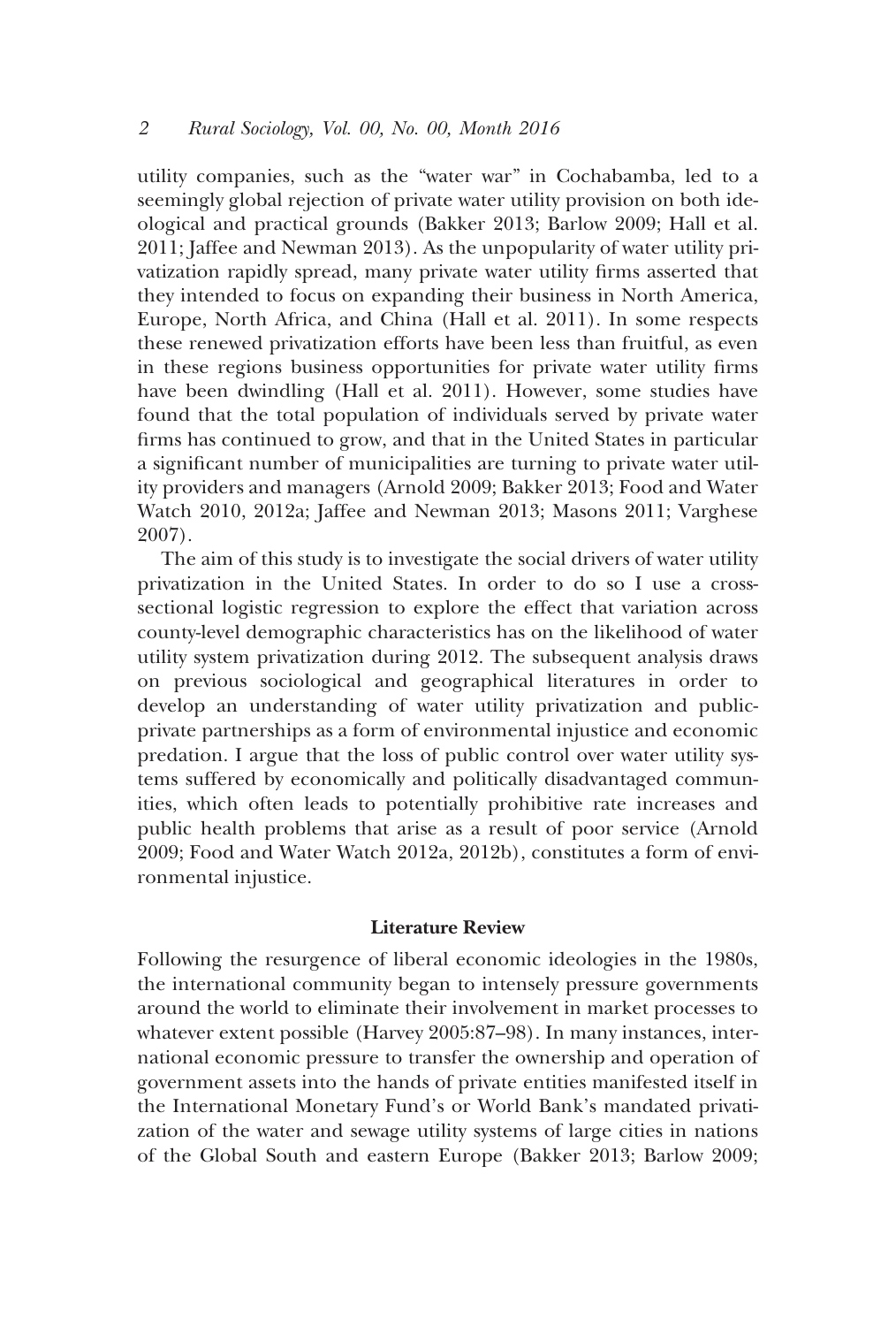utility companies, such as the "water war" in Cochabamba, led to a seemingly global rejection of private water utility provision on both ideological and practical grounds (Bakker 2013; Barlow 2009; Hall et al. 2011; Jaffee and Newman 2013). As the unpopularity of water utility privatization rapidly spread, many private water utility firms asserted that they intended to focus on expanding their business in North America, Europe, North Africa, and China (Hall et al. 2011). In some respects these renewed privatization efforts have been less than fruitful, as even in these regions business opportunities for private water utility firms have been dwindling (Hall et al. 2011). However, some studies have found that the total population of individuals served by private water firms has continued to grow, and that in the United States in particular a significant number of municipalities are turning to private water utility providers and managers (Arnold 2009; Bakker 2013; Food and Water Watch 2010, 2012a; Jaffee and Newman 2013; Masons 2011; Varghese 2007).

The aim of this study is to investigate the social drivers of water utility privatization in the United States. In order to do so I use a cross-sectional logistic regression to explore the effect that variation across county-level demographic characteristics has on the likelihood of water utility system privatization during 2012. The subsequent analysis draws on previous sociological and geographical literatures in order to develop an understanding of water utility privatization and public-private partnerships as a form of environmental injustice and economic predation. I argue that the loss of public control over water utility systems suffered by economically and politically disadvantaged communities, which often leads to potentially prohibitive rate increases and public health problems that arise as a result of poor service (Arnold 2009; Food and Water Watch 2012a, 2012b), constitutes a form of environmental injustice.

## Literature Review

Following the resurgence of liberal economic ideologies in the 1980s, the international community began to intensely pressure governments around the world to eliminate their involvement in market processes to whatever extent possible (Harvey 2005:87–98). In many instances, international economic pressure to transfer the ownership and operation of government assets into the hands of private entities manifested itself in the International Monetary Fund's or World Bank's mandated privatization of the water and sewage utility systems of large cities in nations of the Global South and eastern Europe (Bakker 2013; Barlow 2009;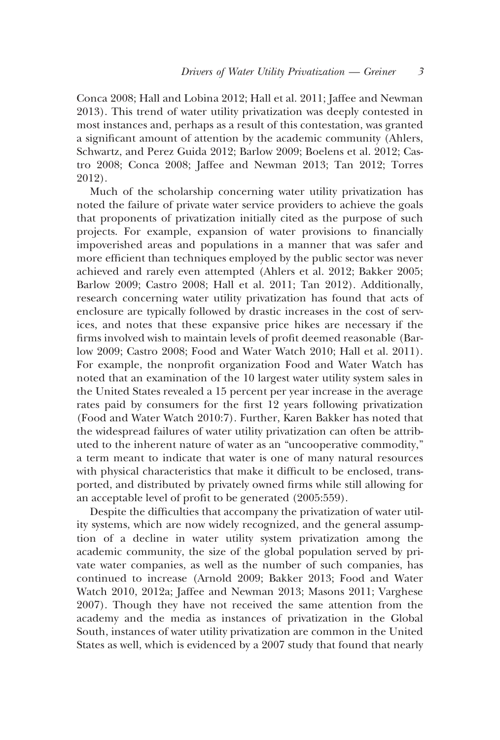Conca 2008; Hall and Lobina 2012; Hall et al. 2011; Jaffee and Newman 2013). This trend of water utility privatization was deeply contested in most instances and, perhaps as a result of this contestation, was granted a significant amount of attention by the academic community (Ahlers, Schwartz, and Perez Guida 2012; Barlow 2009; Boelens et al. 2012; Castro 2008; Conca 2008; Jaffee and Newman 2013; Tan 2012; Torres 2012).

Much of the scholarship concerning water utility privatization has noted the failure of private water service providers to achieve the goals that proponents of privatization initially cited as the purpose of such projects. For example, expansion of water provisions to financially impoverished areas and populations in a manner that was safer and more efficient than techniques employed by the public sector was never achieved and rarely even attempted (Ahlers et al. 2012; Bakker 2005; Barlow 2009; Castro 2008; Hall et al. 2011; Tan 2012). Additionally, research concerning water utility privatization has found that acts of enclosure are typically followed by drastic increases in the cost of services, and notes that these expansive price hikes are necessary if the firms involved wish to maintain levels of profit deemed reasonable (Barlow 2009; Castro 2008; Food and Water Watch 2010; Hall et al. 2011). For example, the nonprofit organization Food and Water Watch has noted that an examination of the 10 largest water utility system sales in the United States revealed a 15 percent per year increase in the average rates paid by consumers for the first 12 years following privatization (Food and Water Watch 2010:7). Further, Karen Bakker has noted that the widespread failures of water utility privatization can often be attributed to the inherent nature of water as an "uncooperative commodity," a term meant to indicate that water is one of many natural resources with physical characteristics that make it difficult to be enclosed, transported, and distributed by privately owned firms while still allowing for an acceptable level of profit to be generated (2005:559).

Despite the difficulties that accompany the privatization of water utility systems, which are now widely recognized, and the general assumption of a decline in water utility system privatization among the academic community, the size of the global population served by private water companies, as well as the number of such companies, has continued to increase (Arnold 2009; Bakker 2013; Food and Water Watch 2010, 2012a; Jaffee and Newman 2013; Masons 2011; Varghese 2007). Though they have not received the same attention from the academy and the media as instances of privatization in the Global South, instances of water utility privatization are common in the United States as well, which is evidenced by a 2007 study that found that nearly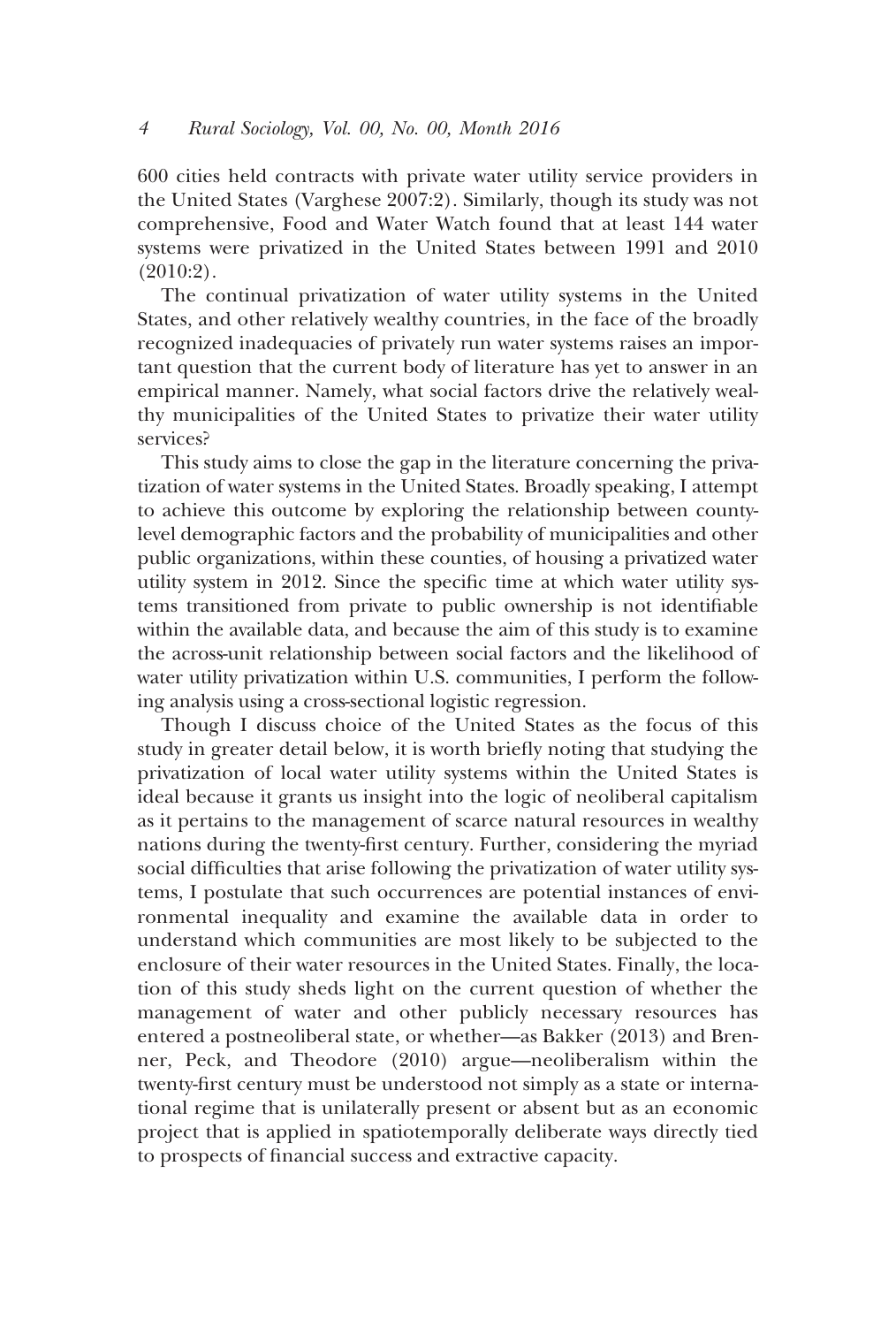600 cities held contracts with private water utility service providers in the United States (Varghese 2007:2). Similarly, though its study was not comprehensive, Food and Water Watch found that at least 144 water systems were privatized in the United States between 1991 and 2010 (2010:2).

The continual privatization of water utility systems in the United States, and other relatively wealthy countries, in the face of the broadly recognized inadequacies of privately run water systems raises an important question that the current body of literature has yet to answer in an empirical manner. Namely, what social factors drive the relatively wealthy municipalities of the United States to privatize their water utility services?

This study aims to close the gap in the literature concerning the privatization of water systems in the United States. Broadly speaking, I attempt to achieve this outcome by exploring the relationship between county-level demographic factors and the probability of municipalities and other public organizations, within these counties, of housing a privatized water utility system in 2012. Since the specific time at which water utility systems transitioned from private to public ownership is not identifiable within the available data, and because the aim of this study is to examine the across-unit relationship between social factors and the likelihood of water utility privatization within U.S. communities, I perform the following analysis using a cross-sectional logistic regression.

Though I discuss choice of the United States as the focus of this study in greater detail below, it is worth briefly noting that studying the privatization of local water utility systems within the United States is ideal because it grants us insight into the logic of neoliberal capitalism as it pertains to the management of scarce natural resources in wealthy nations during the twenty-first century. Further, considering the myriad social difficulties that arise following the privatization of water utility systems, I postulate that such occurrences are potential instances of environmental inequality and examine the available data in order to understand which communities are most likely to be subjected to the enclosure of their water resources in the United States. Finally, the location of this study sheds light on the current question of whether the management of water and other publicly necessary resources has entered a postneoliberal state, or whether—as Bakker (2013) and Brenner, Peck, and Theodore (2010) argue—neoliberalism within the twenty-first century must be understood not simply as a state or international regime that is unilaterally present or absent but as an economic project that is applied in spatiotemporally deliberate ways directly tied to prospects of financial success and extractive capacity.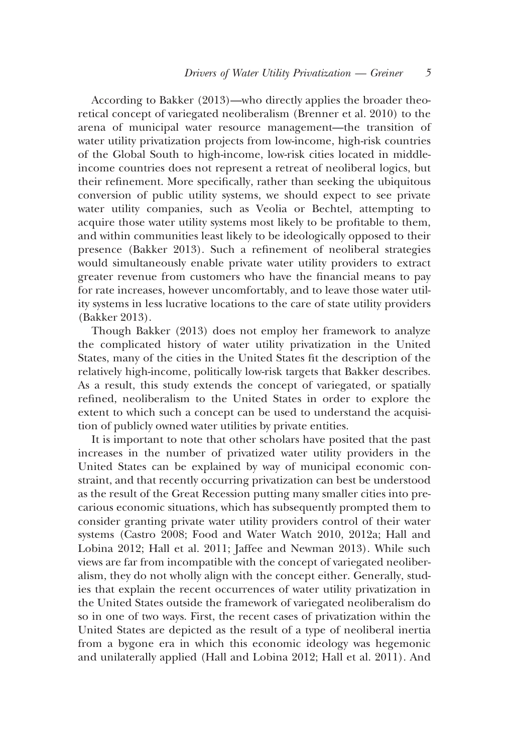According to Bakker (2013)—who directly applies the broader theoretical concept of variegated neoliberalism (Brenner et al. 2010) to the arena of municipal water resource management—the transition of water utility privatization projects from low-income, high-risk countries of the Global South to high-income, low-risk cities located in middle-income countries does not represent a retreat of neoliberal logics, but their refinement. More specifically, rather than seeking the ubiquitous conversion of public utility systems, we should expect to see private water utility companies, such as Veolia or Bechtel, attempting to acquire those water utility systems most likely to be profitable to them, and within communities least likely to be ideologically opposed to their presence (Bakker 2013). Such a refinement of neoliberal strategies would simultaneously enable private water utility providers to extract greater revenue from customers who have the financial means to pay for rate increases, however uncomfortably, and to leave those water utility systems in less lucrative locations to the care of state utility providers (Bakker 2013).

Though Bakker (2013) does not employ her framework to analyze the complicated history of water utility privatization in the United States, many of the cities in the United States fit the description of the relatively high-income, politically low-risk targets that Bakker describes. As a result, this study extends the concept of variegated, or spatially refined, neoliberalism to the United States in order to explore the extent to which such a concept can be used to understand the acquisition of publicly owned water utilities by private entities.

It is important to note that other scholars have posited that the past increases in the number of privatized water utility providers in the United States can be explained by way of municipal economic constraint, and that recently occurring privatization can best be understood as the result of the Great Recession putting many smaller cities into precarious economic situations, which has subsequently prompted them to consider granting private water utility providers control of their water systems (Castro 2008; Food and Water Watch 2010, 2012a; Hall and Lobina 2012; Hall et al. 2011; Jaffee and Newman 2013). While such views are far from incompatible with the concept of variegated neoliberalism, they do not wholly align with the concept either. Generally, studies that explain the recent occurrences of water utility privatization in the United States outside the framework of variegated neoliberalism do so in one of two ways. First, the recent cases of privatization within the United States are depicted as the result of a type of neoliberal inertia from a bygone era in which this economic ideology was hegemonic and unilaterally applied (Hall and Lobina 2012; Hall et al. 2011). And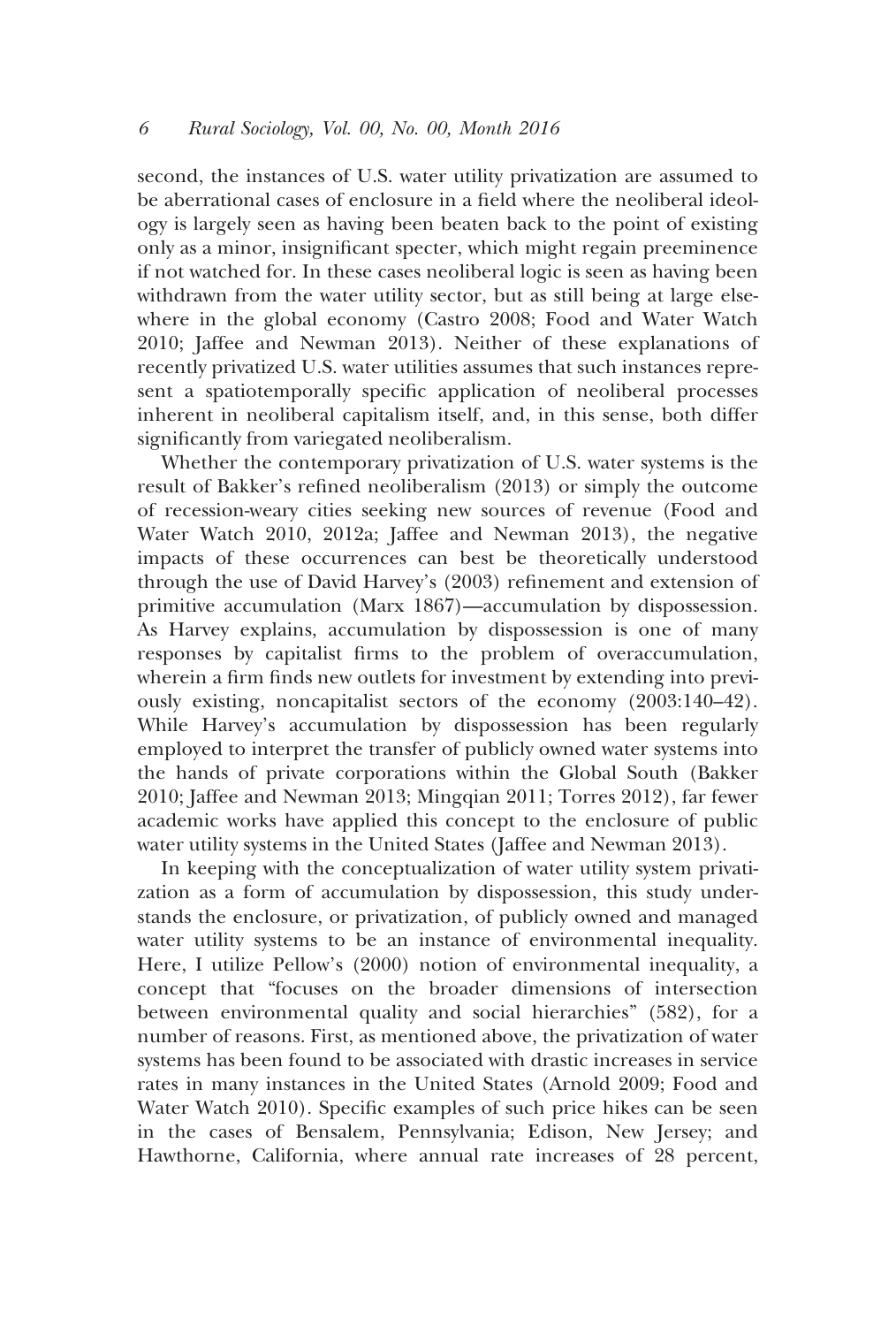second, the instances of U.S. water utility privatization are assumed to be aberrational cases of enclosure in a field where the neoliberal ideology is largely seen as having been beaten back to the point of existing only as a minor, insignificant specter, which might regain preeminence if not watched for. In these cases neoliberal logic is seen as having been withdrawn from the water utility sector, but as still being at large elsewhere in the global economy (Castro 2008; Food and Water Watch 2010; Jaffee and Newman 2013). Neither of these explanations of recently privatized U.S. water utilities assumes that such instances represent a spatiotemporally specific application of neoliberal processes inherent in neoliberal capitalism itself, and, in this sense, both differ significantly from variegated neoliberalism.

Whether the contemporary privatization of U.S. water systems is the result of Bakker's refined neoliberalism (2013) or simply the outcome of recession-weary cities seeking new sources of revenue (Food and Water Watch 2010, 2012a; Jaffee and Newman 2013), the negative impacts of these occurrences can best be theoretically understood through the use of David Harvey's (2003) refinement and extension of primitive accumulation (Marx 1867)—accumulation by dispossession. As Harvey explains, accumulation by dispossession is one of many responses by capitalist firms to the problem of overaccumulation, wherein a firm finds new outlets for investment by extending into previously existing, noncapitalist sectors of the economy (2003:140–42). While Harvey's accumulation by dispossession has been regularly employed to interpret the transfer of publicly owned water systems into the hands of private corporations within the Global South (Bakker 2010; Jaffee and Newman 2013; Mingqian 2011; Torres 2012), far fewer academic works have applied this concept to the enclosure of public water utility systems in the United States (Jaffee and Newman 2013).

In keeping with the conceptualization of water utility system privatization as a form of accumulation by dispossession, this study understands the enclosure, or privatization, of publicly owned and managed water utility systems to be an instance of environmental inequality. Here, I utilize Pellow's (2000) notion of environmental inequality, a concept that "focuses on the broader dimensions of intersection between environmental quality and social hierarchies" (582), for a number of reasons. First, as mentioned above, the privatization of water systems has been found to be associated with drastic increases in service rates in many instances in the United States (Arnold 2009; Food and Water Watch 2010). Specific examples of such price hikes can be seen in the cases of Bensalem, Pennsylvania; Edison, New Jersey; and Hawthorne, California, where annual rate increases of 28 percent,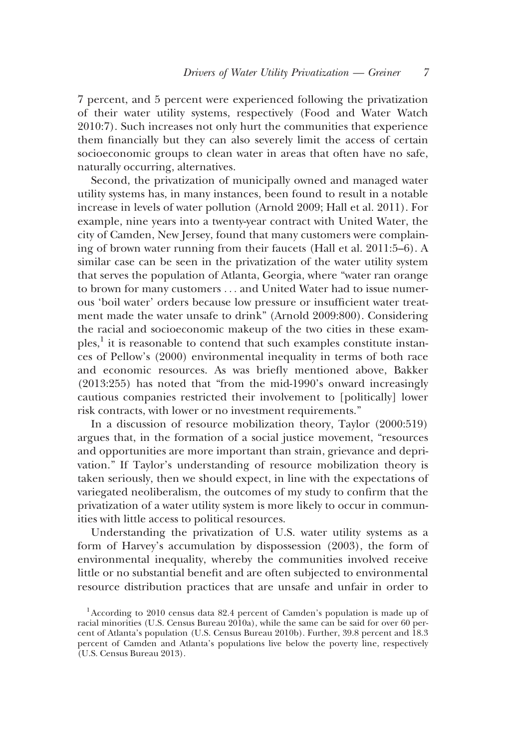7 percent, and 5 percent were experienced following the privatization of their water utility systems, respectively (Food and Water Watch 2010:7). Such increases not only hurt the communities that experience them financially but they can also severely limit the access of certain socioeconomic groups to clean water in areas that often have no safe, naturally occurring, alternatives.

Second, the privatization of municipally owned and managed water utility systems has, in many instances, been found to result in a notable increase in levels of water pollution (Arnold 2009; Hall et al. 2011). For example, nine years into a twenty-year contract with United Water, the city of Camden, New Jersey, found that many customers were complaining of brown water running from their faucets (Hall et al. 2011:5–6). A similar case can be seen in the privatization of the water utility system that serves the population of Atlanta, Georgia, where "water ran orange to brown for many customers . . . and United Water had to issue numerous 'boil water' orders because low pressure or insufficient water treatment made the water unsafe to drink" (Arnold 2009:800). Considering the racial and socioeconomic makeup of the two cities in these examples,[1] it is reasonable to contend that such examples constitute instances of Pellow's (2000) environmental inequality in terms of both race and economic resources. As was briefly mentioned above, Bakker (2013:255) has noted that "from the mid-1990's onward increasingly cautious companies restricted their involvement to [politically] lower risk contracts, with lower or no investment requirements."

In a discussion of resource mobilization theory, Taylor (2000:519) argues that, in the formation of a social justice movement, "resources and opportunities are more important than strain, grievance and deprivation." If Taylor's understanding of resource mobilization theory is taken seriously, then we should expect, in line with the expectations of variegated neoliberalism, the outcomes of my study to confirm that the privatization of a water utility system is more likely to occur in communities with little access to political resources.

Understanding the privatization of U.S. water utility systems as a form of Harvey's accumulation by dispossession (2003), the form of environmental inequality, whereby the communities involved receive little or no substantial benefit and are often subjected to environmental resource distribution practices that are unsafe and unfair in order to

[1] According to 2010 census data 82.4 percent of Camden's population is made up of racial minorities (U.S. Census Bureau 2010a), while the same can be said for over 60 percent of Atlanta's population (U.S. Census Bureau 2010b). Further, 39.8 percent and 18.3 percent of Camden and Atlanta's populations live below the poverty line, respectively (U.S. Census Bureau 2013).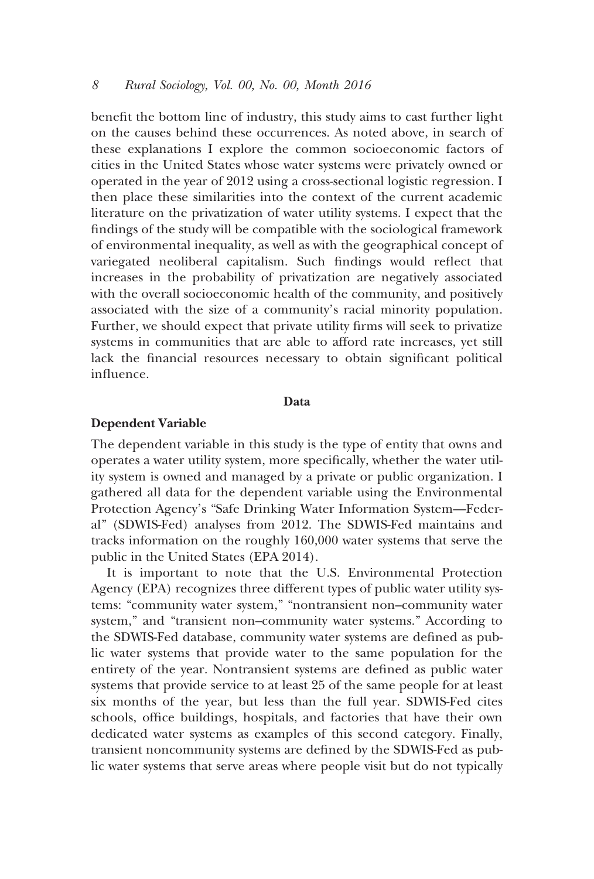benefit the bottom line of industry, this study aims to cast further light on the causes behind these occurrences. As noted above, in search of these explanations I explore the common socioeconomic factors of cities in the United States whose water systems were privately owned or operated in the year of 2012 using a cross-sectional logistic regression. I then place these similarities into the context of the current academic literature on the privatization of water utility systems. I expect that the findings of the study will be compatible with the sociological framework of environmental inequality, as well as with the geographical concept of variegated neoliberal capitalism. Such findings would reflect that increases in the probability of privatization are negatively associated with the overall socioeconomic health of the community, and positively associated with the size of a community's racial minority population. Further, we should expect that private utility firms will seek to privatize systems in communities that are able to afford rate increases, yet still lack the financial resources necessary to obtain significant political influence.

## Data

### Dependent Variable

The dependent variable in this study is the type of entity that owns and operates a water utility system, more specifically, whether the water utility system is owned and managed by a private or public organization. I gathered all data for the dependent variable using the Environmental Protection Agency's "Safe Drinking Water Information System—Federal" (SDWIS-Fed) analyses from 2012. The SDWIS-Fed maintains and tracks information on the roughly 160,000 water systems that serve the public in the United States (EPA 2014).

It is important to note that the U.S. Environmental Protection Agency (EPA) recognizes three different types of public water utility systems: "community water system," "nontransient non–community water system," and "transient non–community water systems." According to the SDWIS-Fed database, community water systems are defined as public water systems that provide water to the same population for the entirety of the year. Nontransient systems are defined as public water systems that provide service to at least 25 of the same people for at least six months of the year, but less than the full year. SDWIS-Fed cites schools, office buildings, hospitals, and factories that have their own dedicated water systems as examples of this second category. Finally, transient noncommunity systems are defined by the SDWIS-Fed as public water systems that serve areas where people visit but do not typically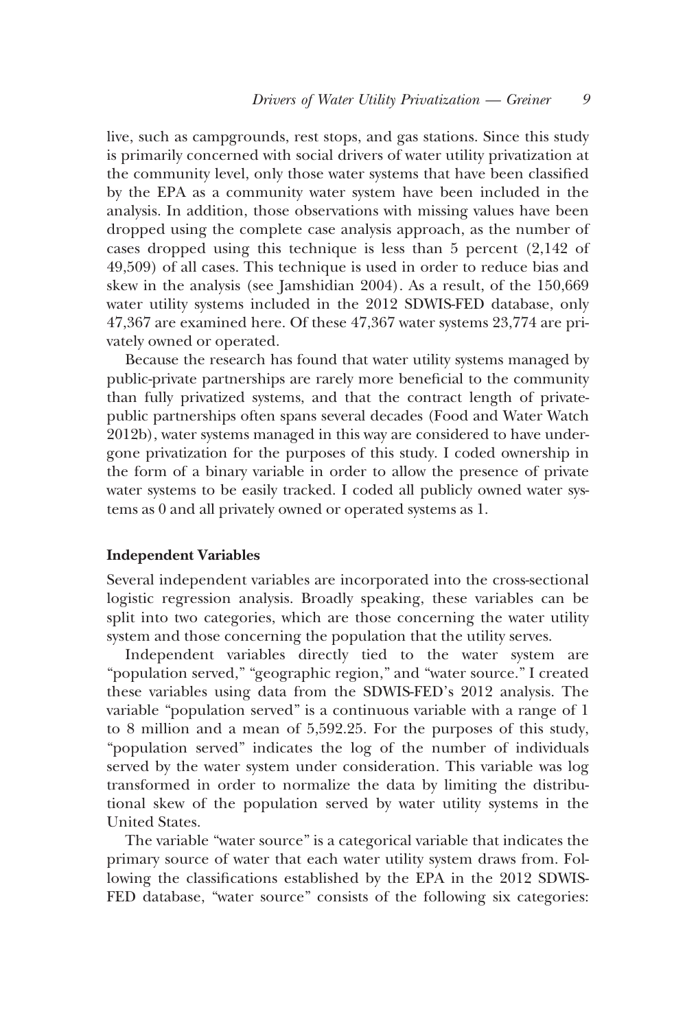live, such as campgrounds, rest stops, and gas stations. Since this study is primarily concerned with social drivers of water utility privatization at the community level, only those water systems that have been classified by the EPA as a community water system have been included in the analysis. In addition, those observations with missing values have been dropped using the complete case analysis approach, as the number of cases dropped using this technique is less than 5 percent (2,142 of 49,509) of all cases. This technique is used in order to reduce bias and skew in the analysis (see Jamshidian 2004). As a result, of the 150,669 water utility systems included in the 2012 SDWIS-FED database, only 47,367 are examined here. Of these 47,367 water systems 23,774 are privately owned or operated.

Because the research has found that water utility systems managed by public-private partnerships are rarely more beneficial to the community than fully privatized systems, and that the contract length of private-public partnerships often spans several decades (Food and Water Watch 2012b), water systems managed in this way are considered to have undergone privatization for the purposes of this study. I coded ownership in the form of a binary variable in order to allow the presence of private water systems to be easily tracked. I coded all publicly owned water systems as 0 and all privately owned or operated systems as 1.

**Independent Variables**

Several independent variables are incorporated into the cross-sectional logistic regression analysis. Broadly speaking, these variables can be split into two categories, which are those concerning the water utility system and those concerning the population that the utility serves.

Independent variables directly tied to the water system are "population served," "geographic region," and "water source." I created these variables using data from the SDWIS-FED's 2012 analysis. The variable "population served" is a continuous variable with a range of 1 to 8 million and a mean of 5,592.25. For the purposes of this study, "population served" indicates the log of the number of individuals served by the water system under consideration. This variable was log transformed in order to normalize the data by limiting the distributional skew of the population served by water utility systems in the United States.

The variable "water source" is a categorical variable that indicates the primary source of water that each water utility system draws from. Following the classifications established by the EPA in the 2012 SDWIS-FED database, "water source" consists of the following six categories: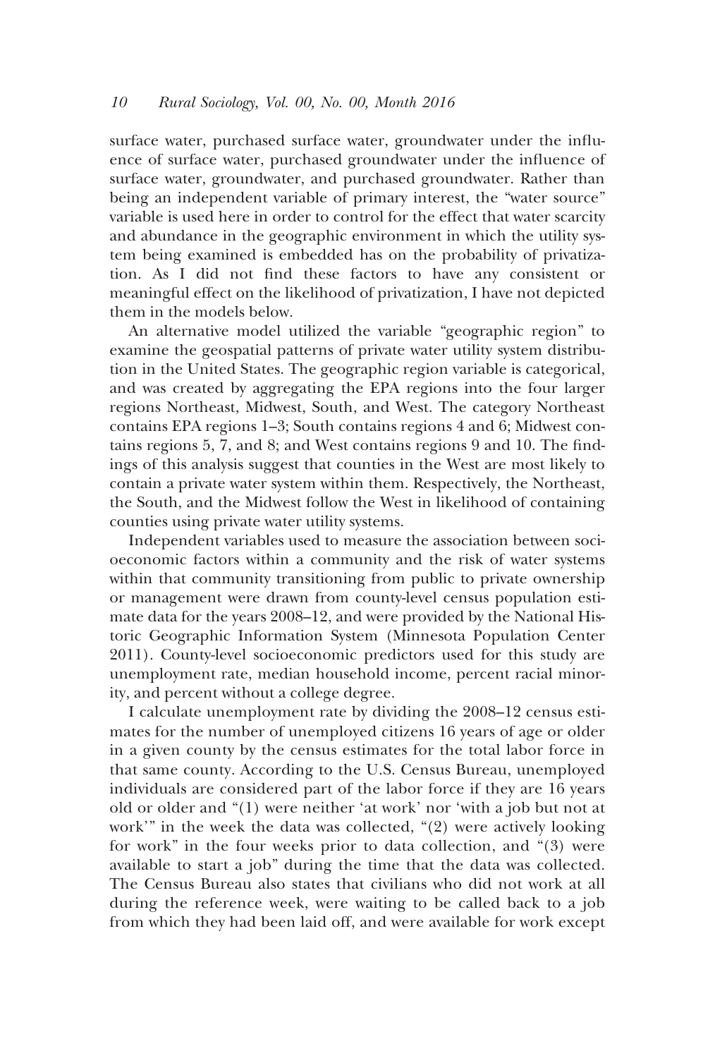surface water, purchased surface water, groundwater under the influence of surface water, purchased groundwater under the influence of surface water, groundwater, and purchased groundwater. Rather than being an independent variable of primary interest, the "water source" variable is used here in order to control for the effect that water scarcity and abundance in the geographic environment in which the utility system being examined is embedded has on the probability of privatization. As I did not find these factors to have any consistent or meaningful effect on the likelihood of privatization, I have not depicted them in the models below.

An alternative model utilized the variable "geographic region" to examine the geospatial patterns of private water utility system distribution in the United States. The geographic region variable is categorical, and was created by aggregating the EPA regions into the four larger regions Northeast, Midwest, South, and West. The category Northeast contains EPA regions 1–3; South contains regions 4 and 6; Midwest contains regions 5, 7, and 8; and West contains regions 9 and 10. The findings of this analysis suggest that counties in the West are most likely to contain a private water system within them. Respectively, the Northeast, the South, and the Midwest follow the West in likelihood of containing counties using private water utility systems.

Independent variables used to measure the association between socioeconomic factors within a community and the risk of water systems within that community transitioning from public to private ownership or management were drawn from county-level census population estimate data for the years 2008–12, and were provided by the National Historic Geographic Information System (Minnesota Population Center 2011). County-level socioeconomic predictors used for this study are unemployment rate, median household income, percent racial minority, and percent without a college degree.

I calculate unemployment rate by dividing the 2008–12 census estimates for the number of unemployed citizens 16 years of age or older in a given county by the census estimates for the total labor force in that same county. According to the U.S. Census Bureau, unemployed individuals are considered part of the labor force if they are 16 years old or older and "(1) were neither 'at work' nor 'with a job but not at work'" in the week the data was collected, "(2) were actively looking for work" in the four weeks prior to data collection, and "(3) were available to start a job" during the time that the data was collected. The Census Bureau also states that civilians who did not work at all during the reference week, were waiting to be called back to a job from which they had been laid off, and were available for work except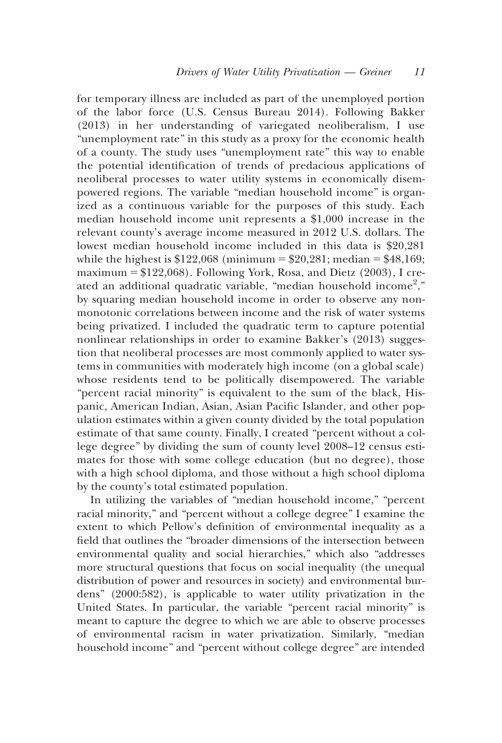for temporary illness are included as part of the unemployed portion of the labor force (U.S. Census Bureau 2014). Following Bakker (2013) in her understanding of variegated neoliberalism, I use "unemployment rate" in this study as a proxy for the economic health of a county. The study uses "unemployment rate" this way to enable the potential identification of trends of predacious applications of neoliberal processes to water utility systems in economically disempowered regions. The variable "median household income" is organized as a continuous variable for the purposes of this study. Each median household income unit represents a $1,000 increase in the relevant county's average income measured in 2012 U.S. dollars. The lowest median household income included in this data is $20,281 while the highest is $122,068 (minimum = $20,281; median = $48,169; maximum = $122,068). Following York, Rosa, and Dietz (2003), I created an additional quadratic variable, "median household income$^2$," by squaring median household income in order to observe any nonmonotonic correlations between income and the risk of water systems being privatized. I included the quadratic term to capture potential nonlinear relationships in order to examine Bakker's (2013) suggestion that neoliberal processes are most commonly applied to water systems in communities with moderately high income (on a global scale) whose residents tend to be politically disempowered. The variable "percent racial minority" is equivalent to the sum of the black, Hispanic, American Indian, Asian, Asian Pacific Islander, and other population estimates within a given county divided by the total population estimate of that same county. Finally, I created "percent without a college degree" by dividing the sum of county level 2008–12 census estimates for those with some college education (but no degree), those with a high school diploma, and those without a high school diploma by the county's total estimated population.

In utilizing the variables of "median household income," "percent racial minority," and "percent without a college degree" I examine the extent to which Pellow's definition of environmental inequality as a field that outlines the "broader dimensions of the intersection between environmental quality and social hierarchies," which also "addresses more structural questions that focus on social inequality (the unequal distribution of power and resources in society) and environmental burdens" (2000:582), is applicable to water utility privatization in the United States. In particular, the variable "percent racial minority" is meant to capture the degree to which we are able to observe processes of environmental racism in water privatization. Similarly, "median household income" and "percent without college degree" are intended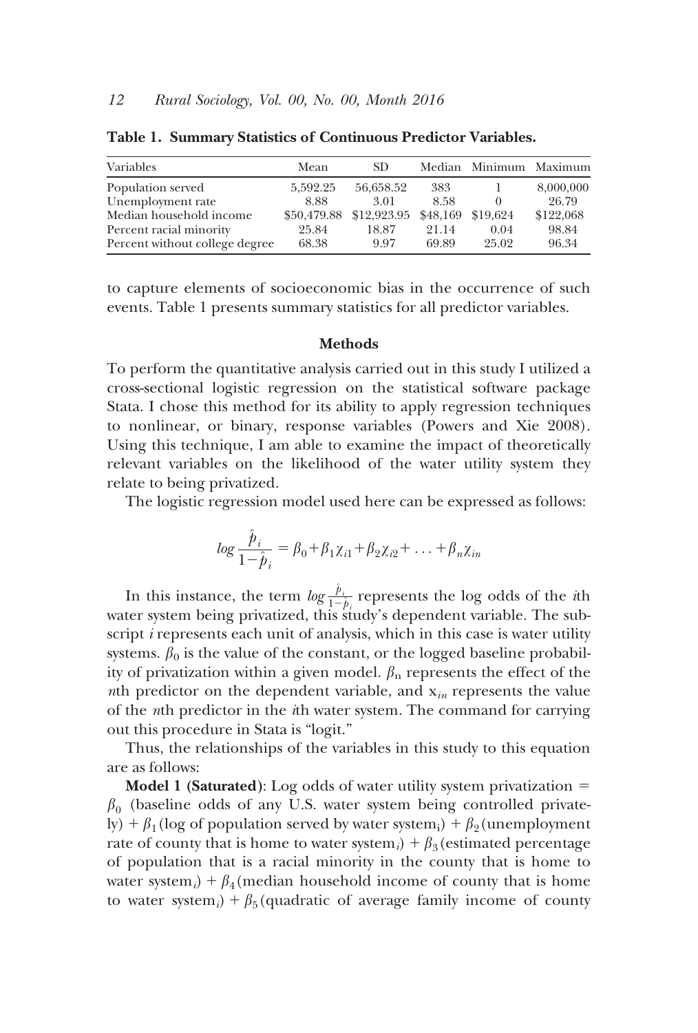**Table 1. Summary Statistics of Continuous Predictor Variables.**

| Variables | Mean | SD | Median | Minimum | Maximum |
|---|---|---|---|---|---|
| Population served | 5,592.25 | 56,658.52 | 383 | 1 | 8,000,000 |
| Unemployment rate | 8.88 | 3.01 | 8.58 | 0 | 26.79 |
| Median household income | \$50,479.88 | \$12,923.95 | \$48,169 | \$19,624 | \$122,068 |
| Percent racial minority | 25.84 | 18.87 | 21.14 | 0.04 | 98.84 |
| Percent without college degree | 68.38 | 9.97 | 69.89 | 25.02 | 96.34 |

to capture elements of socioeconomic bias in the occurrence of such events. Table 1 presents summary statistics for all predictor variables.

## Methods

To perform the quantitative analysis carried out in this study I utilized a cross-sectional logistic regression on the statistical software package Stata. I chose this method for its ability to apply regression techniques to nonlinear, or binary, response variables (Powers and Xie 2008). Using this technique, I am able to examine the impact of theoretically relevant variables on the likelihood of the water utility system they relate to being privatized.

The logistic regression model used here can be expressed as follows:

$$log\frac{\hat{p}_i}{1-\hat{p}_i} = \beta_0 + \beta_1\chi_{i1} + \beta_2\chi_{i2} + \ldots + \beta_n\chi_{in}$$

In this instance, the term $log\frac{\hat{p}_i}{1-\hat{p}_i}$ represents the log odds of the *i*th water system being privatized, this study's dependent variable. The subscript *i* represents each unit of analysis, which in this case is water utility systems. $\beta_0$ is the value of the constant, or the logged baseline probability of privatization within a given model. $\beta_n$ represents the effect of the *n*th predictor on the dependent variable, and $x_{in}$ represents the value of the *n*th predictor in the *i*th water system. The command for carrying out this procedure in Stata is "logit."

Thus, the relationships of the variables in this study to this equation are as follows:

**Model 1 (Saturated)**: Log odds of water utility system privatization = $\beta_0$ (baseline odds of any U.S. water system being controlled privately) + $\beta_1$(log of population served by water system$_i$) + $\beta_2$(unemployment rate of county that is home to water system$_i$) + $\beta_3$(estimated percentage of population that is a racial minority in the county that is home to water system$_i$) + $\beta_4$(median household income of county that is home to water system$_i$) + $\beta_5$(quadratic of average family income of county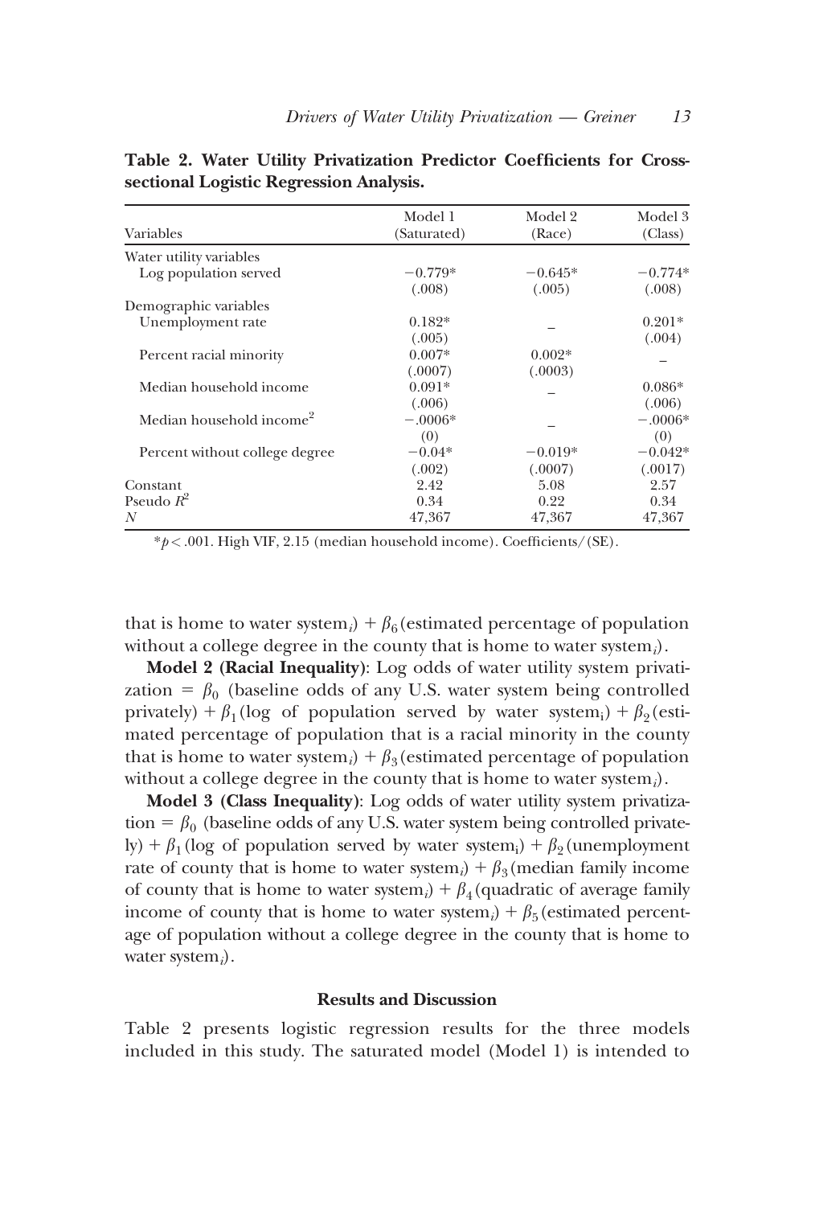**Table 2. Water Utility Privatization Predictor Coefficients for Cross-sectional Logistic Regression Analysis.**

| Variables | Model 1 (Saturated) | Model 2 (Race) | Model 3 (Class) |
|---|---|---|---|
| Water utility variables | | | |
| Log population served | −0.779* | −0.645* | −0.774* |
| | (.008) | (.005) | (.008) |
| Demographic variables | | | |
| Unemployment rate | 0.182* | – | 0.201* |
| | (.005) | | (.004) |
| Percent racial minority | 0.007* | 0.002* | – |
| | (.0007) | (.0003) | |
| Median household income | 0.091* | – | 0.086* |
| | (.006) | | (.006) |
| Median household income$^2$ | −.0006* | – | −.0006* |
| | (0) | | (0) |
| Percent without college degree | −0.04* | −0.019* | −0.042* |
| | (.002) | (.0007) | (.0017) |
| Constant | 2.42 | 5.08 | 2.57 |
| Pseudo $R^2$ | 0.34 | 0.22 | 0.34 |
| $N$ | 47,367 | 47,367 | 47,367 |

$*p < .001$. High VIF, 2.15 (median household income). Coefficients/(SE).

that is home to water system$_i$) + $\beta_6$(estimated percentage of population without a college degree in the county that is home to water system$_i$).

**Model 2 (Racial Inequality)**: Log odds of water utility system privatization = $\beta_0$ (baseline odds of any U.S. water system being controlled privately) + $\beta_1$(log of population served by water system$_i$) + $\beta_2$(estimated percentage of population that is a racial minority in the county that is home to water system$_i$) + $\beta_3$(estimated percentage of population without a college degree in the county that is home to water system$_i$).

**Model 3 (Class Inequality)**: Log odds of water utility system privatization = $\beta_0$ (baseline odds of any U.S. water system being controlled privately) + $\beta_1$(log of population served by water system$_i$) + $\beta_2$(unemployment rate of county that is home to water system$_i$) + $\beta_3$(median family income of county that is home to water system$_i$) + $\beta_4$(quadratic of average family income of county that is home to water system$_i$) + $\beta_5$(estimated percentage of population without a college degree in the county that is home to water system$_i$).

## Results and Discussion

Table 2 presents logistic regression results for the three models included in this study. The saturated model (Model 1) is intended to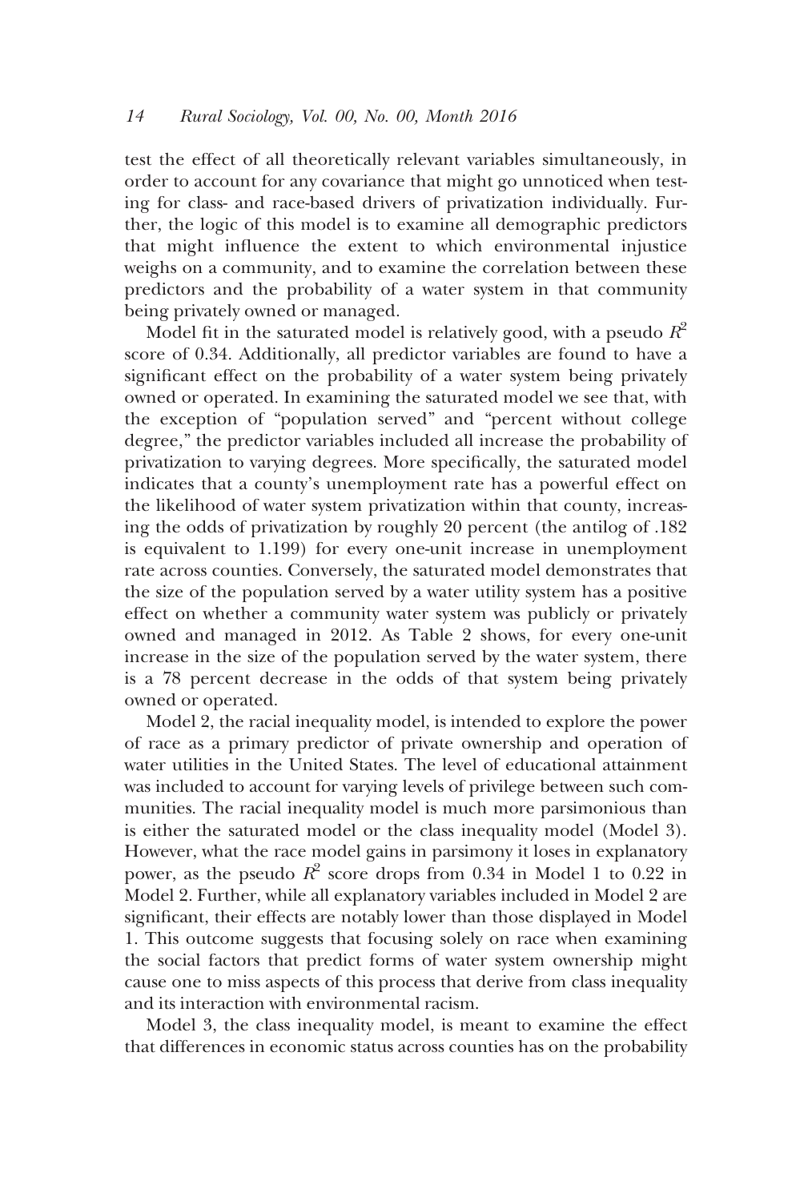test the effect of all theoretically relevant variables simultaneously, in order to account for any covariance that might go unnoticed when testing for class- and race-based drivers of privatization individually. Further, the logic of this model is to examine all demographic predictors that might influence the extent to which environmental injustice weighs on a community, and to examine the correlation between these predictors and the probability of a water system in that community being privately owned or managed.

Model fit in the saturated model is relatively good, with a pseudo $R^2$ score of 0.34. Additionally, all predictor variables are found to have a significant effect on the probability of a water system being privately owned or operated. In examining the saturated model we see that, with the exception of "population served" and "percent without college degree," the predictor variables included all increase the probability of privatization to varying degrees. More specifically, the saturated model indicates that a county's unemployment rate has a powerful effect on the likelihood of water system privatization within that county, increasing the odds of privatization by roughly 20 percent (the antilog of .182 is equivalent to 1.199) for every one-unit increase in unemployment rate across counties. Conversely, the saturated model demonstrates that the size of the population served by a water utility system has a positive effect on whether a community water system was publicly or privately owned and managed in 2012. As Table 2 shows, for every one-unit increase in the size of the population served by the water system, there is a 78 percent decrease in the odds of that system being privately owned or operated.

Model 2, the racial inequality model, is intended to explore the power of race as a primary predictor of private ownership and operation of water utilities in the United States. The level of educational attainment was included to account for varying levels of privilege between such communities. The racial inequality model is much more parsimonious than is either the saturated model or the class inequality model (Model 3). However, what the race model gains in parsimony it loses in explanatory power, as the pseudo $R^2$ score drops from 0.34 in Model 1 to 0.22 in Model 2. Further, while all explanatory variables included in Model 2 are significant, their effects are notably lower than those displayed in Model 1. This outcome suggests that focusing solely on race when examining the social factors that predict forms of water system ownership might cause one to miss aspects of this process that derive from class inequality and its interaction with environmental racism.

Model 3, the class inequality model, is meant to examine the effect that differences in economic status across counties has on the probability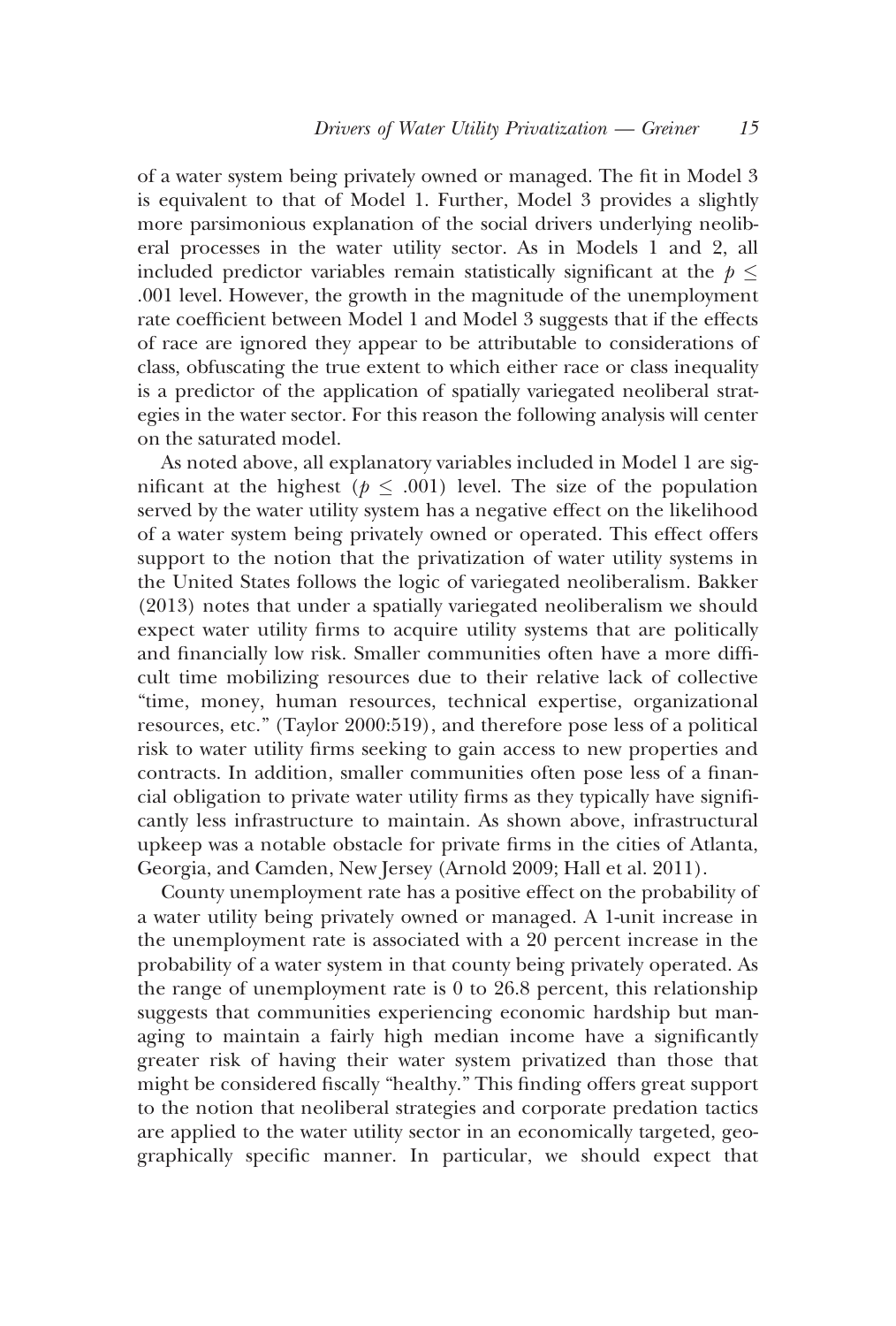of a water system being privately owned or managed. The fit in Model 3 is equivalent to that of Model 1. Further, Model 3 provides a slightly more parsimonious explanation of the social drivers underlying neoliberal processes in the water utility sector. As in Models 1 and 2, all included predictor variables remain statistically significant at the $p \leq .001$ level. However, the growth in the magnitude of the unemployment rate coefficient between Model 1 and Model 3 suggests that if the effects of race are ignored they appear to be attributable to considerations of class, obfuscating the true extent to which either race or class inequality is a predictor of the application of spatially variegated neoliberal strategies in the water sector. For this reason the following analysis will center on the saturated model.

As noted above, all explanatory variables included in Model 1 are significant at the highest ($p \leq .001$) level. The size of the population served by the water utility system has a negative effect on the likelihood of a water system being privately owned or operated. This effect offers support to the notion that the privatization of water utility systems in the United States follows the logic of variegated neoliberalism. Bakker (2013) notes that under a spatially variegated neoliberalism we should expect water utility firms to acquire utility systems that are politically and financially low risk. Smaller communities often have a more difficult time mobilizing resources due to their relative lack of collective "time, money, human resources, technical expertise, organizational resources, etc." (Taylor 2000:519), and therefore pose less of a political risk to water utility firms seeking to gain access to new properties and contracts. In addition, smaller communities often pose less of a financial obligation to private water utility firms as they typically have significantly less infrastructure to maintain. As shown above, infrastructural upkeep was a notable obstacle for private firms in the cities of Atlanta, Georgia, and Camden, New Jersey (Arnold 2009; Hall et al. 2011).

County unemployment rate has a positive effect on the probability of a water utility being privately owned or managed. A 1-unit increase in the unemployment rate is associated with a 20 percent increase in the probability of a water system in that county being privately operated. As the range of unemployment rate is 0 to 26.8 percent, this relationship suggests that communities experiencing economic hardship but managing to maintain a fairly high median income have a significantly greater risk of having their water system privatized than those that might be considered fiscally "healthy." This finding offers great support to the notion that neoliberal strategies and corporate predation tactics are applied to the water utility sector in an economically targeted, geographically specific manner. In particular, we should expect that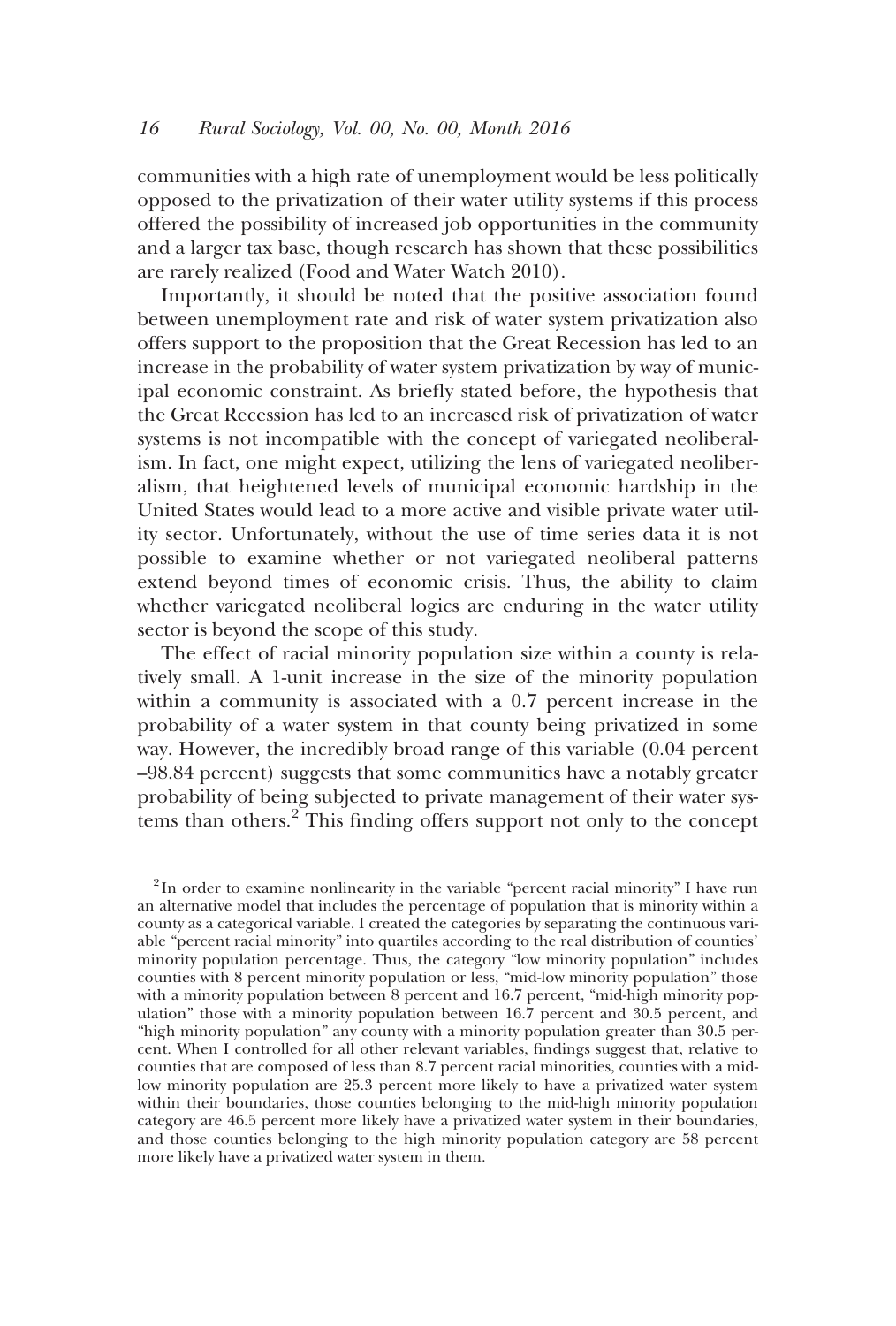communities with a high rate of unemployment would be less politically opposed to the privatization of their water utility systems if this process offered the possibility of increased job opportunities in the community and a larger tax base, though research has shown that these possibilities are rarely realized (Food and Water Watch 2010).

Importantly, it should be noted that the positive association found between unemployment rate and risk of water system privatization also offers support to the proposition that the Great Recession has led to an increase in the probability of water system privatization by way of municipal economic constraint. As briefly stated before, the hypothesis that the Great Recession has led to an increased risk of privatization of water systems is not incompatible with the concept of variegated neoliberalism. In fact, one might expect, utilizing the lens of variegated neoliberalism, that heightened levels of municipal economic hardship in the United States would lead to a more active and visible private water utility sector. Unfortunately, without the use of time series data it is not possible to examine whether or not variegated neoliberal patterns extend beyond times of economic crisis. Thus, the ability to claim whether variegated neoliberal logics are enduring in the water utility sector is beyond the scope of this study.

The effect of racial minority population size within a county is relatively small. A 1-unit increase in the size of the minority population within a community is associated with a 0.7 percent increase in the probability of a water system in that county being privatized in some way. However, the incredibly broad range of this variable (0.04 percent –98.84 percent) suggests that some communities have a notably greater probability of being subjected to private management of their water systems than others.[2] This finding offers support not only to the concept

[2] In order to examine nonlinearity in the variable "percent racial minority" I have run an alternative model that includes the percentage of population that is minority within a county as a categorical variable. I created the categories by separating the continuous variable "percent racial minority" into quartiles according to the real distribution of counties' minority population percentage. Thus, the category "low minority population" includes counties with 8 percent minority population or less, "mid-low minority population" those with a minority population between 8 percent and 16.7 percent, "mid-high minority population" those with a minority population between 16.7 percent and 30.5 percent, and "high minority population" any county with a minority population greater than 30.5 percent. When I controlled for all other relevant variables, findings suggest that, relative to counties that are composed of less than 8.7 percent racial minorities, counties with a mid-low minority population are 25.3 percent more likely to have a privatized water system within their boundaries, those counties belonging to the mid-high minority population category are 46.5 percent more likely have a privatized water system in their boundaries, and those counties belonging to the high minority population category are 58 percent more likely have a privatized water system in them.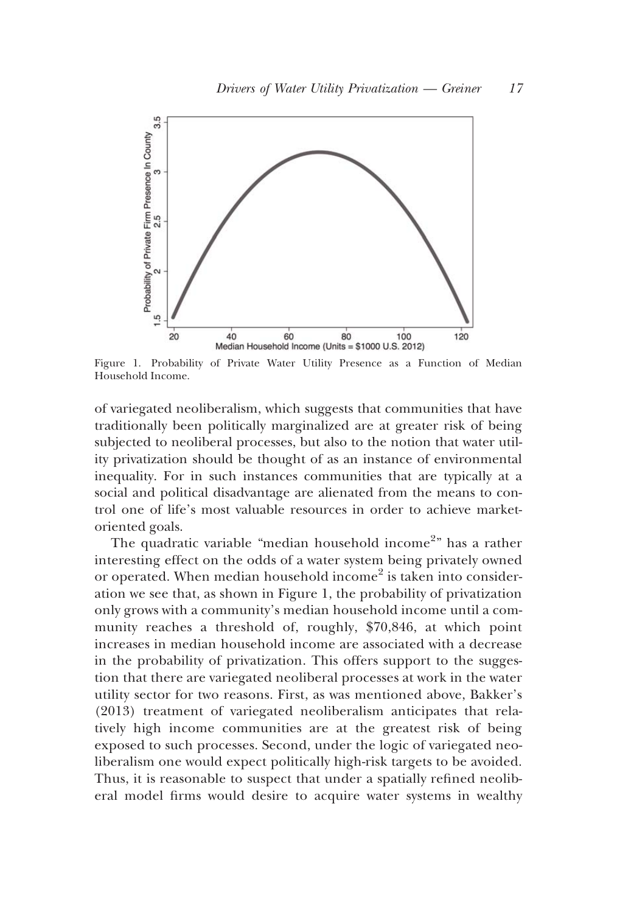Figure 1. Probability of Private Water Utility Presence as a Function of Median Household Income.

of variegated neoliberalism, which suggests that communities that have traditionally been politically marginalized are at greater risk of being subjected to neoliberal processes, but also to the notion that water utility privatization should be thought of as an instance of environmental inequality. For in such instances communities that are typically at a social and political disadvantage are alienated from the means to control one of life's most valuable resources in order to achieve market-oriented goals.

The quadratic variable "median household income$^2$" has a rather interesting effect on the odds of a water system being privately owned or operated. When median household income$^2$ is taken into consideration we see that, as shown in Figure 1, the probability of privatization only grows with a community's median household income until a community reaches a threshold of, roughly, \$70,846, at which point increases in median household income are associated with a decrease in the probability of privatization. This offers support to the suggestion that there are variegated neoliberal processes at work in the water utility sector for two reasons. First, as was mentioned above, Bakker's (2013) treatment of variegated neoliberalism anticipates that relatively high income communities are at the greatest risk of being exposed to such processes. Second, under the logic of variegated neoliberalism one would expect politically high-risk targets to be avoided. Thus, it is reasonable to suspect that under a spatially refined neoliberal model firms would desire to acquire water systems in wealthy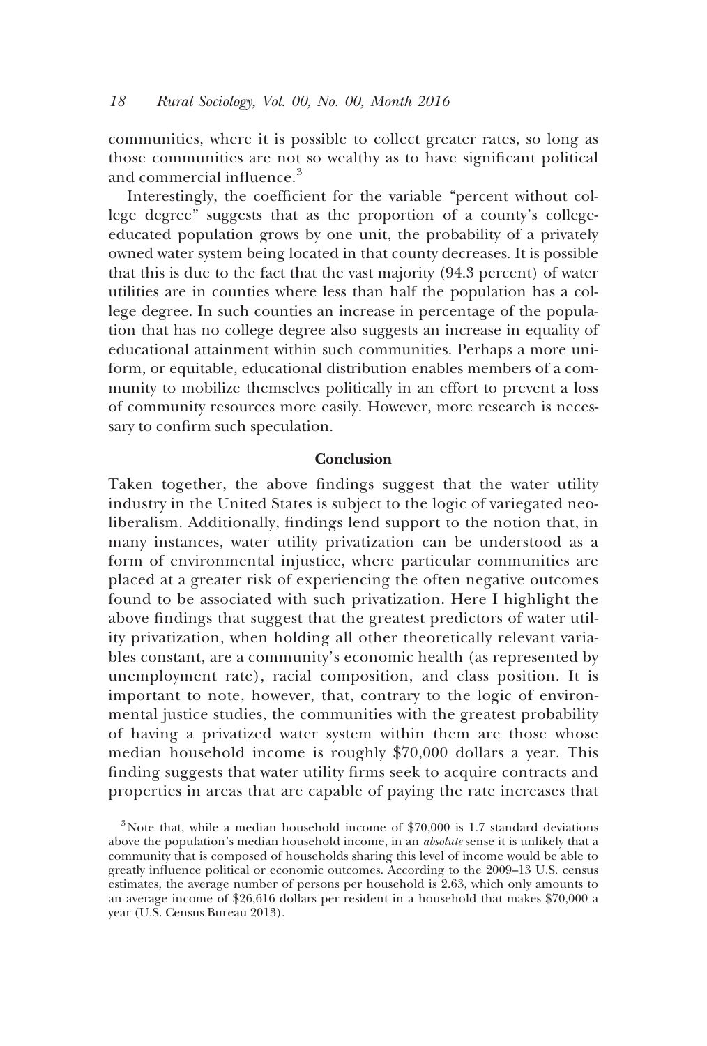communities, where it is possible to collect greater rates, so long as those communities are not so wealthy as to have significant political and commercial influence.[3]

Interestingly, the coefficient for the variable "percent without college degree" suggests that as the proportion of a county's college-educated population grows by one unit, the probability of a privately owned water system being located in that county decreases. It is possible that this is due to the fact that the vast majority (94.3 percent) of water utilities are in counties where less than half the population has a college degree. In such counties an increase in percentage of the population that has no college degree also suggests an increase in equality of educational attainment within such communities. Perhaps a more uniform, or equitable, educational distribution enables members of a community to mobilize themselves politically in an effort to prevent a loss of community resources more easily. However, more research is necessary to confirm such speculation.

## Conclusion

Taken together, the above findings suggest that the water utility industry in the United States is subject to the logic of variegated neoliberalism. Additionally, findings lend support to the notion that, in many instances, water utility privatization can be understood as a form of environmental injustice, where particular communities are placed at a greater risk of experiencing the often negative outcomes found to be associated with such privatization. Here I highlight the above findings that suggest that the greatest predictors of water utility privatization, when holding all other theoretically relevant variables constant, are a community's economic health (as represented by unemployment rate), racial composition, and class position. It is important to note, however, that, contrary to the logic of environmental justice studies, the communities with the greatest probability of having a privatized water system within them are those whose median household income is roughly \$70,000 dollars a year. This finding suggests that water utility firms seek to acquire contracts and properties in areas that are capable of paying the rate increases that

[3] Note that, while a median household income of \$70,000 is 1.7 standard deviations above the population's median household income, in an *absolute* sense it is unlikely that a community that is composed of households sharing this level of income would be able to greatly influence political or economic outcomes. According to the 2009–13 U.S. census estimates, the average number of persons per household is 2.63, which only amounts to an average income of \$26,616 dollars per resident in a household that makes \$70,000 a year (U.S. Census Bureau 2013).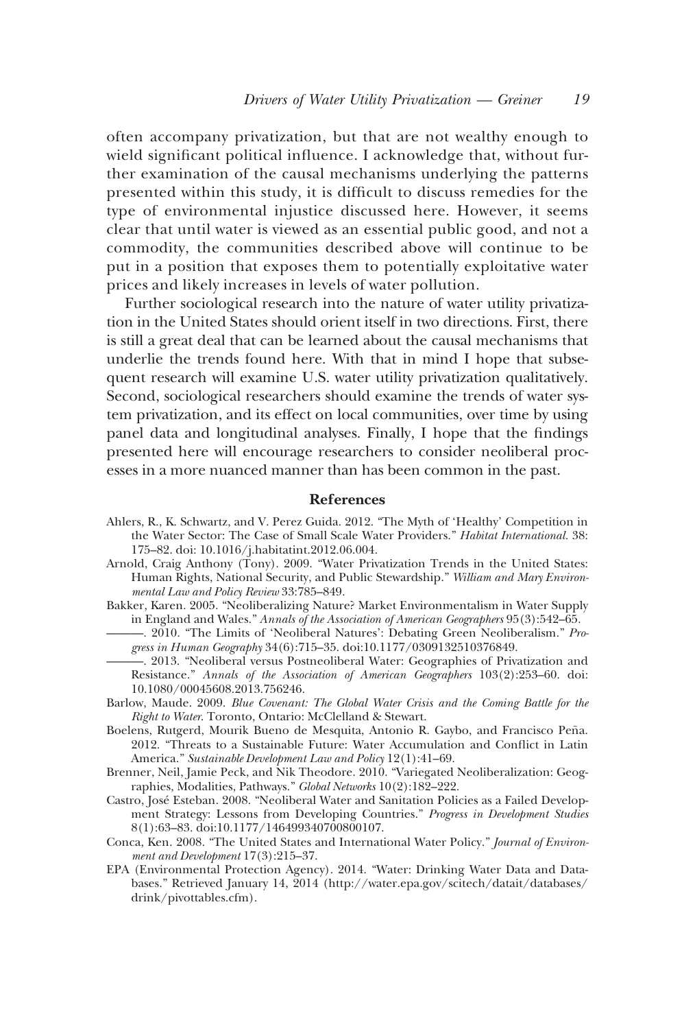often accompany privatization, but that are not wealthy enough to wield significant political influence. I acknowledge that, without further examination of the causal mechanisms underlying the patterns presented within this study, it is difficult to discuss remedies for the type of environmental injustice discussed here. However, it seems clear that until water is viewed as an essential public good, and not a commodity, the communities described above will continue to be put in a position that exposes them to potentially exploitative water prices and likely increases in levels of water pollution.

Further sociological research into the nature of water utility privatization in the United States should orient itself in two directions. First, there is still a great deal that can be learned about the causal mechanisms that underlie the trends found here. With that in mind I hope that subsequent research will examine U.S. water utility privatization qualitatively. Second, sociological researchers should examine the trends of water system privatization, and its effect on local communities, over time by using panel data and longitudinal analyses. Finally, I hope that the findings presented here will encourage researchers to consider neoliberal processes in a more nuanced manner than has been common in the past.

## References

Ahlers, R., K. Schwartz, and V. Perez Guida. 2012. "The Myth of 'Healthy' Competition in the Water Sector: The Case of Small Scale Water Providers." *Habitat International*. 38: 175–82. doi: 10.1016/j.habitatint.2012.06.004.

Arnold, Craig Anthony (Tony). 2009. "Water Privatization Trends in the United States: Human Rights, National Security, and Public Stewardship." *William and Mary Environmental Law and Policy Review* 33:785–849.

Bakker, Karen. 2005. "Neoliberalizing Nature? Market Environmentalism in Water Supply in England and Wales." *Annals of the Association of American Geographers* 95(3):542–65.

———. 2010. "The Limits of 'Neoliberal Natures': Debating Green Neoliberalism." *Progress in Human Geography* 34(6):715–35. doi:10.1177/0309132510376849.

———. 2013. "Neoliberal versus Postneoliberal Water: Geographies of Privatization and Resistance." *Annals of the Association of American Geographers* 103(2):253–60. doi: 10.1080/00045608.2013.756246.

Barlow, Maude. 2009. *Blue Covenant: The Global Water Crisis and the Coming Battle for the Right to Water*. Toronto, Ontario: McClelland & Stewart.

Boelens, Rutgerd, Mourik Bueno de Mesquita, Antonio R. Gaybo, and Francisco Peña. 2012. "Threats to a Sustainable Future: Water Accumulation and Conflict in Latin America." *Sustainable Development Law and Policy* 12(1):41–69.

Brenner, Neil, Jamie Peck, and Nik Theodore. 2010. "Variegated Neoliberalization: Geographies, Modalities, Pathways." *Global Networks* 10(2):182–222.

Castro, José Esteban. 2008. "Neoliberal Water and Sanitation Policies as a Failed Development Strategy: Lessons from Developing Countries." *Progress in Development Studies* 8(1):63–83. doi:10.1177/146499340700800107.

Conca, Ken. 2008. "The United States and International Water Policy." *Journal of Environment and Development* 17(3):215–37.

EPA (Environmental Protection Agency). 2014. "Water: Drinking Water Data and Databases." Retrieved January 14, 2014 (http://water.epa.gov/scitech/datait/databases/drink/pivottables.cfm).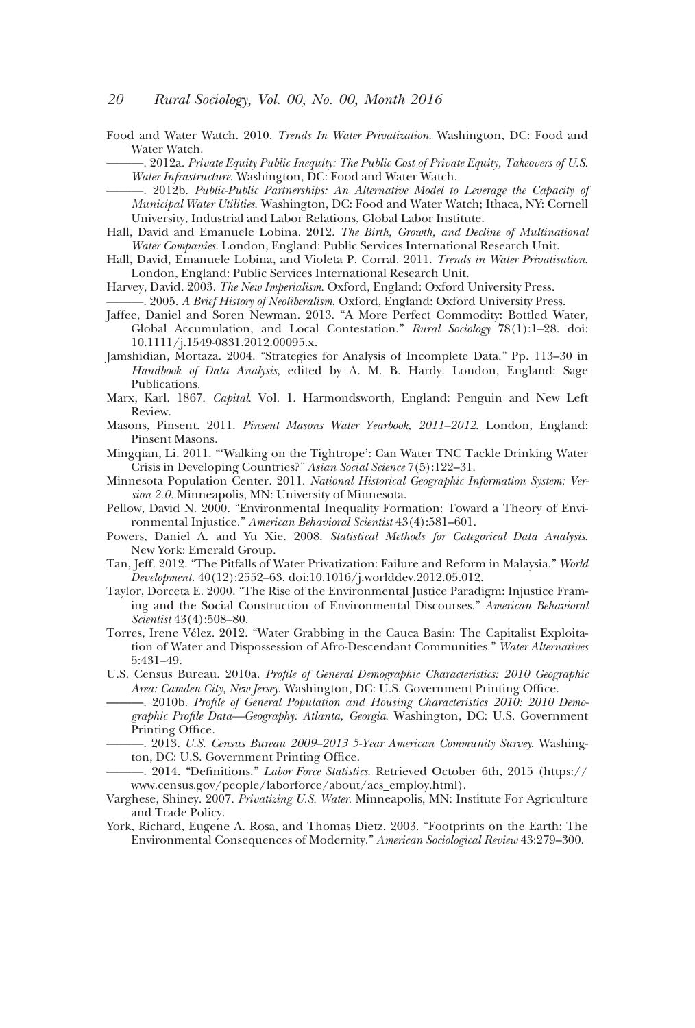Food and Water Watch. 2010. *Trends In Water Privatization*. Washington, DC: Food and Water Watch.

———. 2012a. *Private Equity Public Inequity: The Public Cost of Private Equity, Takeovers of U.S. Water Infrastructure*. Washington, DC: Food and Water Watch.

———. 2012b. *Public-Public Partnerships: An Alternative Model to Leverage the Capacity of Municipal Water Utilities*. Washington, DC: Food and Water Watch; Ithaca, NY: Cornell University, Industrial and Labor Relations, Global Labor Institute.

Hall, David and Emanuele Lobina. 2012. *The Birth, Growth, and Decline of Multinational Water Companies*. London, England: Public Services International Research Unit.

Hall, David, Emanuele Lobina, and Violeta P. Corral. 2011. *Trends in Water Privatisation*. London, England: Public Services International Research Unit.

Harvey, David. 2003. *The New Imperialism*. Oxford, England: Oxford University Press.

———. 2005. *A Brief History of Neoliberalism*. Oxford, England: Oxford University Press.

Jaffee, Daniel and Soren Newman. 2013. "A More Perfect Commodity: Bottled Water, Global Accumulation, and Local Contestation." *Rural Sociology* 78(1):1–28. doi: 10.1111/j.1549-0831.2012.00095.x.

Jamshidian, Mortaza. 2004. "Strategies for Analysis of Incomplete Data." Pp. 113–30 in *Handbook of Data Analysis*, edited by A. M. B. Hardy. London, England: Sage Publications.

Marx, Karl. 1867. *Capital*. Vol. 1. Harmondsworth, England: Penguin and New Left Review.

Masons, Pinsent. 2011. *Pinsent Masons Water Yearbook, 2011–2012*. London, England: Pinsent Masons.

Mingqian, Li. 2011. "'Walking on the Tightrope': Can Water TNC Tackle Drinking Water Crisis in Developing Countries?" *Asian Social Science* 7(5):122–31.

Minnesota Population Center. 2011. *National Historical Geographic Information System: Version 2.0*. Minneapolis, MN: University of Minnesota.

Pellow, David N. 2000. "Environmental Inequality Formation: Toward a Theory of Environmental Injustice." *American Behavioral Scientist* 43(4):581–601.

Powers, Daniel A. and Yu Xie. 2008. *Statistical Methods for Categorical Data Analysis*. New York: Emerald Group.

Tan, Jeff. 2012. "The Pitfalls of Water Privatization: Failure and Reform in Malaysia." *World Development*. 40(12):2552–63. doi:10.1016/j.worlddev.2012.05.012.

Taylor, Dorceta E. 2000. "The Rise of the Environmental Justice Paradigm: Injustice Framing and the Social Construction of Environmental Discourses." *American Behavioral Scientist* 43(4):508–80.

Torres, Irene Vélez. 2012. "Water Grabbing in the Cauca Basin: The Capitalist Exploitation of Water and Dispossession of Afro-Descendant Communities." *Water Alternatives* 5:431–49.

U.S. Census Bureau. 2010a. *Profile of General Demographic Characteristics: 2010 Geographic Area: Camden City, New Jersey*. Washington, DC: U.S. Government Printing Office.

———. 2010b. *Profile of General Population and Housing Characteristics 2010: 2010 Demographic Profile Data—Geography: Atlanta, Georgia*. Washington, DC: U.S. Government Printing Office.

———. 2013. *U.S. Census Bureau 2009–2013 5-Year American Community Survey*. Washington, DC: U.S. Government Printing Office.

———. 2014. "Definitions." *Labor Force Statistics*. Retrieved October 6th, 2015 (https://www.census.gov/people/laborforce/about/acs_employ.html).

Varghese, Shiney. 2007. *Privatizing U.S. Water*. Minneapolis, MN: Institute For Agriculture and Trade Policy.

York, Richard, Eugene A. Rosa, and Thomas Dietz. 2003. "Footprints on the Earth: The Environmental Consequences of Modernity." *American Sociological Review* 43:279–300.